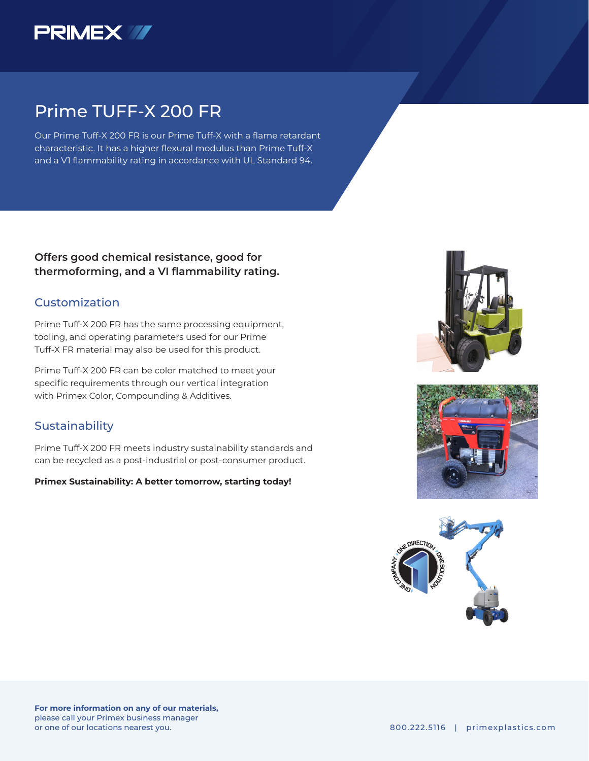# Prime TUFF-X 200 FR

Our Prime Tuff-X 200 FR is our Prime Tuff-X with a flame retardant characteristic. It has a higher flexural modulus than Prime Tuff-X and a V1 flammability rating in accordance with UL Standard 94.

**Offers good chemical resistance, good for thermoforming, and a VI flammability rating.**

## Customization

Prime Tuff-X 200 FR has the same processing equipment, tooling, and operating parameters used for our Prime Tuff-X FR material may also be used for this product.

Prime Tuff-X 200 FR can be color matched to meet your specific requirements through our vertical integration with Primex Color, Compounding & Additives.

## Sustainability

Prime Tuff-X 200 FR meets industry sustainability standards and can be recycled as a post-industrial or post-consumer product.

**Primex Sustainability: A better tomorrow, starting today!**

**For more information on any of our materials,** please call your Primex business manager or one of our locations nearest you.

800.222.5116 | primexplastics.com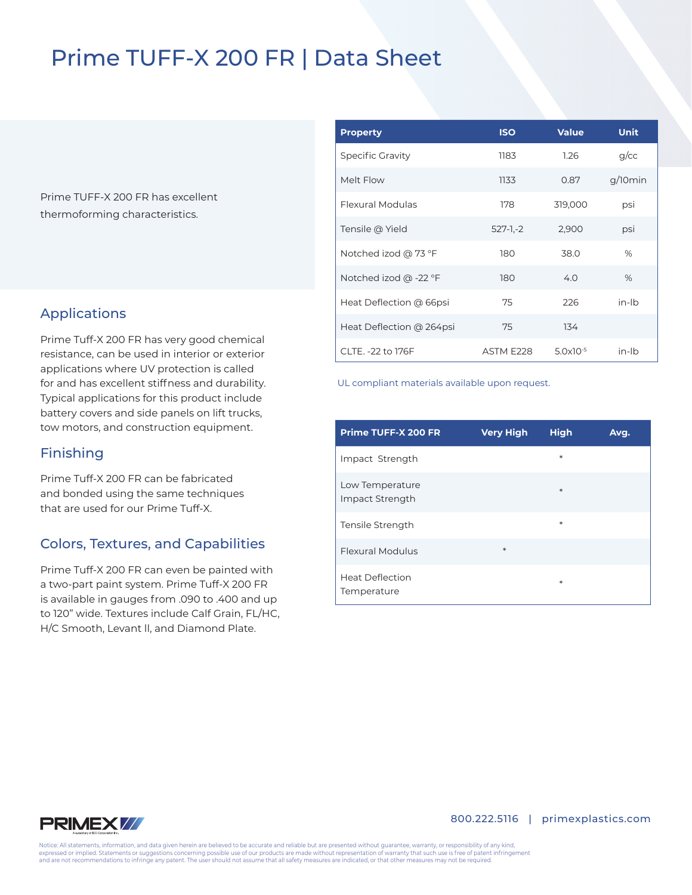# Prime TUFF-X 200 FR | Data Sheet

Prime TUFF-X 200 FR has excellent thermoforming characteristics.

| Property | ISO | Value | Unit |
|---|---|---|---|
| Specific Gravity | 1183 | 1.26 | g/cc |
| Melt Flow | 1133 | 0.87 | g/10min |
| Flexural Modulas | 178 | 319,000 | psi |
| Tensile @ Yield | 527-1,-2 | 2,900 | psi |
| Notched izod @ 73 °F | 180 | 38.0 | % |
| Notched izod @ -22 °F | 180 | 4.0 | % |
| Heat Deflection @ 66psi | 75 | 226 | in-lb |
| Heat Deflection @ 264psi | 75 | 134 | |
| CLTE. -22 to 176F | ASTM E228 | $5.0x10^{-5}$ | in-lb |

UL compliant materials available upon request.

## Applications

Prime Tuff-X 200 FR has very good chemical resistance, can be used in interior or exterior applications where UV protection is called for and has excellent stiffness and durability. Typical applications for this product include battery covers and side panels on lift trucks, tow motors, and construction equipment.

## Finishing

Prime Tuff-X 200 FR can be fabricated and bonded using the same techniques that are used for our Prime Tuff-X.

## Colors, Textures, and Capabilities

Prime Tuff-X 200 FR can even be painted with a two-part paint system. Prime Tuff-X 200 FR is available in gauges from .090 to .400 and up to 120" wide. Textures include Calf Grain, FL/HC, H/C Smooth, Levant ll, and Diamond Plate.

| Prime TUFF-X 200 FR | Very High | High | Avg. |
|---|---|---|---|
| Impact Strength | | * | |
| Low Temperature Impact Strength | | * | |
| Tensile Strength | | * | |
| Flexural Modulus | * | | |
| Heat Deflection Temperature | | * | |

PRIMEX

800.222.5116 | primexplastics.com

Notice: All statements, information, and data given herein are believed to be accurate and reliable but are presented without guarantee, warranty, or responsibility of any kind, expressed or implied. Statements or suggestions concerning possible use of our products are made without representation of warranty that such use is free of patent infringement and are not recommendations to infringe any patent. The user should not assume that all safety measures are indicated, or that other measures may not be required.